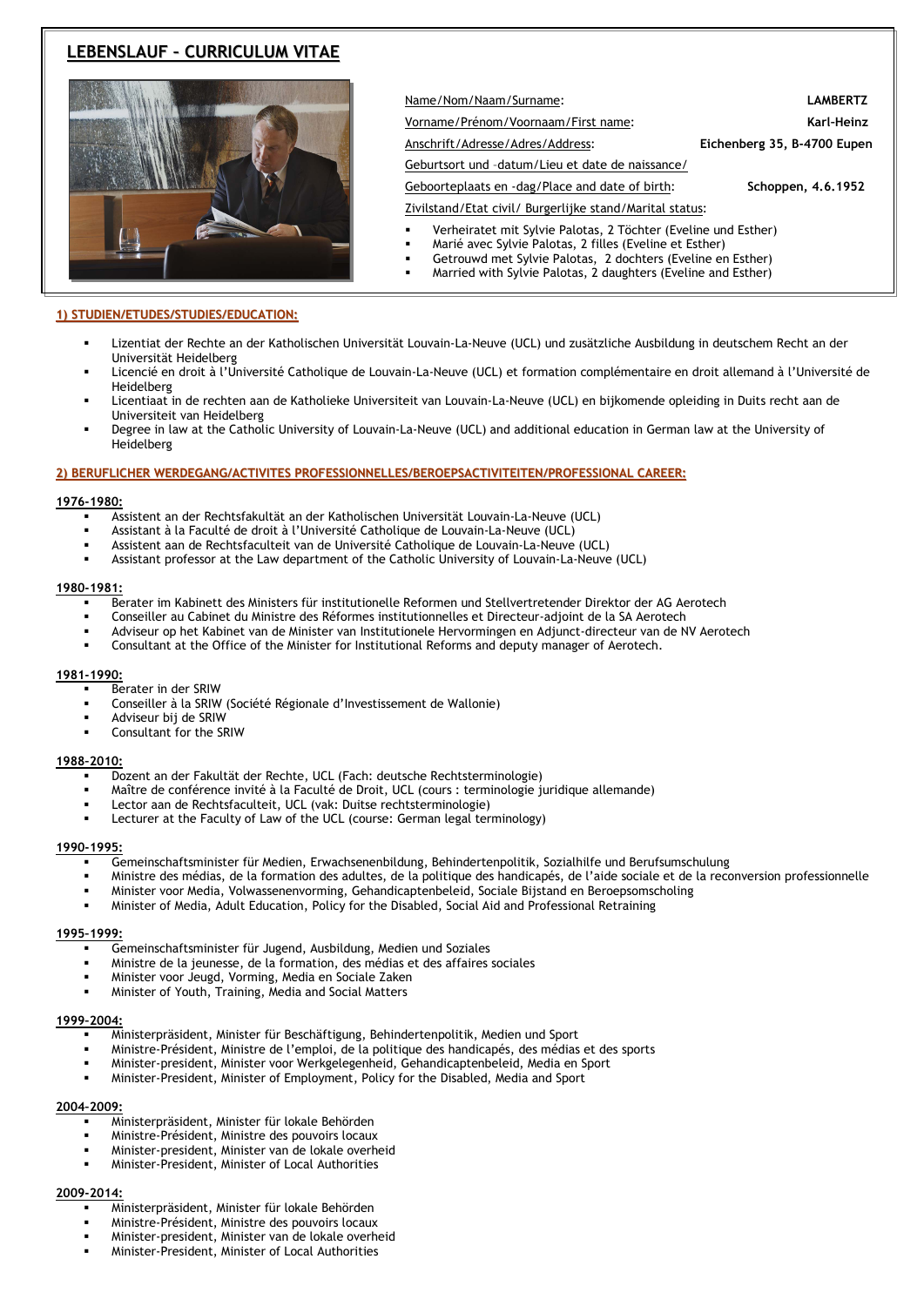# LEBENSLAUF – CURRICULUM VITAE

| | |
|---|---|
| Name/Nom/Naam/Surname: | LAMBERTZ |
| Vorname/Prénom/Voornaam/First name: | Karl-Heinz |
| Anschrift/Adresse/Adres/Address: | Eichenberg 35, B-4700 Eupen |
| Geburtsort und –datum/Lieu et date de naissance/ Geboorteplaats en -dag/Place and date of birth: | Schoppen, 4.6.1952 |

Zivilstand/Etat civil/ Burgerlijke stand/Marital status:

- Verheiratet mit Sylvie Palotas, 2 Töchter (Eveline und Esther)
- Marié avec Sylvie Palotas, 2 filles (Eveline et Esther)
- Getrouwd met Sylvie Palotas, 2 dochters (Eveline en Esther)
- Married with Sylvie Palotas, 2 daughters (Eveline and Esther)

## 1) STUDIEN/ETUDES/STUDIES/EDUCATION:

- Lizentiat der Rechte an der Katholischen Universität Louvain-La-Neuve (UCL) und zusätzliche Ausbildung in deutschem Recht an der Universität Heidelberg
- Licencié en droit à l'Université Catholique de Louvain-La-Neuve (UCL) et formation complémentaire en droit allemand à l'Université de Heidelberg
- Licentiaat in de rechten aan de Katholieke Universiteit van Louvain-La-Neuve (UCL) en bijkomende opleiding in Duits recht aan de Universiteit van Heidelberg
- Degree in law at the Catholic University of Louvain-La-Neuve (UCL) and additional education in German law at the University of Heidelberg

## 2) BERUFLICHER WERDEGANG/ACTIVITES PROFESSIONNELLES/BEROEPSACTIVITEITEN/PROFESSIONAL CAREER:

### 1976-1980:

- Assistent an der Rechtsfakultät an der Katholischen Universität Louvain-La-Neuve (UCL)
- Assistant à la Faculté de droit à l'Université Catholique de Louvain-La-Neuve (UCL)
- Assistent aan de Rechtsfaculteit van de Université Catholique de Louvain-La-Neuve (UCL)
- Assistant professor at the Law department of the Catholic University of Louvain-La-Neuve (UCL)

### 1980-1981:

- Berater im Kabinett des Ministers für institutionelle Reformen und Stellvertretender Direktor der AG Aerotech
- Conseiller au Cabinet du Ministre des Réformes institutionnelles et Directeur-adjoint de la SA Aerotech
- Adviseur op het Kabinet van de Minister van Institutionele Hervormingen en Adjunct-directeur van de NV Aerotech
- Consultant at the Office of the Minister for Institutional Reforms and deputy manager of Aerotech.

### 1981-1990:

- Berater in der SRIW
- Conseiller à la SRIW (Société Régionale d'Investissement de Wallonie)
- Adviseur bij de SRIW
- Consultant for the SRIW

### 1988-2010:

- Dozent an der Fakultät der Rechte, UCL (Fach: deutsche Rechtsterminologie)
- Maître de conférence invité à la Faculté de Droit, UCL (cours : terminologie juridique allemande)
- Lector aan de Rechtsfaculteit, UCL (vak: Duitse rechtsterminologie)
- Lecturer at the Faculty of Law of the UCL (course: German legal terminology)

### 1990-1995:

- Gemeinschaftsminister für Medien, Erwachsenenbildung, Behindertenpolitik, Sozialhilfe und Berufsumschulung
- Ministre des médias, de la formation des adultes, de la politique des handicapés, de l'aide sociale et de la reconversion professionnelle
- Minister voor Media, Volwassenenvorming, Gehandicaptenbeleid, Sociale Bijstand en Beroepsomscholing
- Minister of Media, Adult Education, Policy for the Disabled, Social Aid and Professional Retraining

### 1995-1999:

- Gemeinschaftsminister für Jugend, Ausbildung, Medien und Soziales
- Ministre de la jeunesse, de la formation, des médias et des affaires sociales
- Minister voor Jeugd, Vorming, Media en Sociale Zaken
- Minister of Youth, Training, Media and Social Matters

### 1999-2004:

- Ministerpräsident, Minister für Beschäftigung, Behindertenpolitik, Medien und Sport
- Ministre-Président, Ministre de l'emploi, de la politique des handicapés, des médias et des sports
- Minister-president, Minister voor Werkgelegenheid, Gehandicaptenbeleid, Media en Sport
- Minister-President, Minister of Employment, Policy for the Disabled, Media and Sport

### 2004-2009:

- Ministerpräsident, Minister für lokale Behörden
- Ministre-Président, Ministre des pouvoirs locaux
- Minister-president, Minister van de lokale overheid
- Minister-President, Minister of Local Authorities

### 2009-2014:

- Ministerpräsident, Minister für lokale Behörden
- Ministre-Président, Ministre des pouvoirs locaux
- Minister-president, Minister van de lokale overheid
- Minister-President, Minister of Local Authorities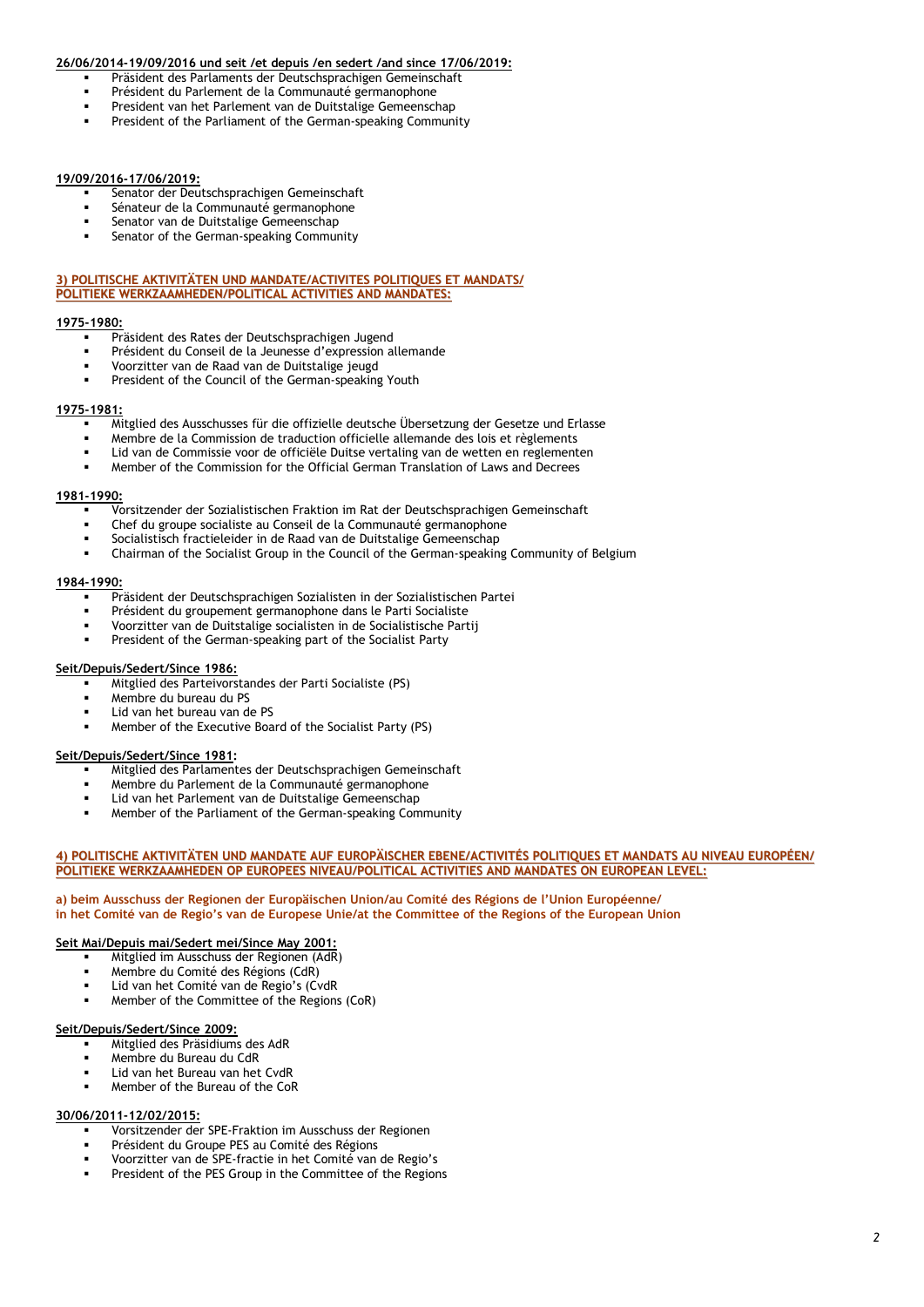**26/06/2014-19/09/2016 und seit /et depuis /en sedert /and since 17/06/2019:**

- Präsident des Parlaments der Deutschsprachigen Gemeinschaft
- Président du Parlement de la Communauté germanophone
- President van het Parlement van de Duitstalige Gemeenschap
- President of the Parliament of the German-speaking Community

**19/09/2016-17/06/2019:**

- Senator der Deutschsprachigen Gemeinschaft
- Sénateur de la Communauté germanophone
- Senator van de Duitstalige Gemeenschap
- Senator of the German-speaking Community

## 3) POLITISCHE AKTIVITÄTEN UND MANDATE/ACTIVITES POLITIQUES ET MANDATS/ POLITIEKE WERKZAAMHEDEN/POLITICAL ACTIVITIES AND MANDATES:

**1975-1980:**

- Präsident des Rates der Deutschsprachigen Jugend
- Président du Conseil de la Jeunesse d'expression allemande
- Voorzitter van de Raad van de Duitstalige jeugd
- President of the Council of the German-speaking Youth

**1975-1981:**

- Mitglied des Ausschusses für die offizielle deutsche Übersetzung der Gesetze und Erlasse
- Membre de la Commission de traduction officielle allemande des lois et règlements
- Lid van de Commissie voor de officiële Duitse vertaling van de wetten en reglementen
- Member of the Commission for the Official German Translation of Laws and Decrees

**1981-1990:**

- Vorsitzender der Sozialistischen Fraktion im Rat der Deutschsprachigen Gemeinschaft
- Chef du groupe socialiste au Conseil de la Communauté germanophone
- Socialistisch fractieleider in de Raad van de Duitstalige Gemeenschap
- Chairman of the Socialist Group in the Council of the German-speaking Community of Belgium

**1984-1990:**

- Präsident der Deutschsprachigen Sozialisten in der Sozialistischen Partei
- Président du groupement germanophone dans le Parti Socialiste
- Voorzitter van de Duitstalige socialisten in de Socialistische Partij
- President of the German-speaking part of the Socialist Party

**Seit/Depuis/Sedert/Since 1986:**

- Mitglied des Parteivorstandes der Parti Socialiste (PS)
- Membre du bureau du PS
- Lid van het bureau van de PS
- Member of the Executive Board of the Socialist Party (PS)

**Seit/Depuis/Sedert/Since 1981:**

- Mitglied des Parlamentes der Deutschsprachigen Gemeinschaft
- Membre du Parlement de la Communauté germanophone
- Lid van het Parlement van de Duitstalige Gemeenschap
- Member of the Parliament of the German-speaking Community

## 4) POLITISCHE AKTIVITÄTEN UND MANDATE AUF EUROPÄISCHER EBENE/ACTIVITÉS POLITIQUES ET MANDATS AU NIVEAU EUROPÉEN/ POLITIEKE WERKZAAMHEDEN OP EUROPEES NIVEAU/POLITICAL ACTIVITIES AND MANDATES ON EUROPEAN LEVEL:

### a) beim Ausschuss der Regionen der Europäischen Union/au Comité des Régions de l'Union Européenne/ in het Comité van de Regio's van de Europese Unie/at the Committee of the Regions of the European Union

**Seit Mai/Depuis mai/Sedert mei/Since May 2001:**

- Mitglied im Ausschuss der Regionen (AdR)
- Membre du Comité des Régions (CdR)
- Lid van het Comité van de Regio's (CvdR
- Member of the Committee of the Regions (CoR)

**Seit/Depuis/Sedert/Since 2009:**

- Mitglied des Präsidiums des AdR
- Membre du Bureau du CdR
- Lid van het Bureau van het CvdR
- Member of the Bureau of the CoR

**30/06/2011-12/02/2015:**

- Vorsitzender der SPE-Fraktion im Ausschuss der Regionen
- Président du Groupe PES au Comité des Régions
- Voorzitter van de SPE-fractie in het Comité van de Regio's
- President of the PES Group in the Committee of the Regions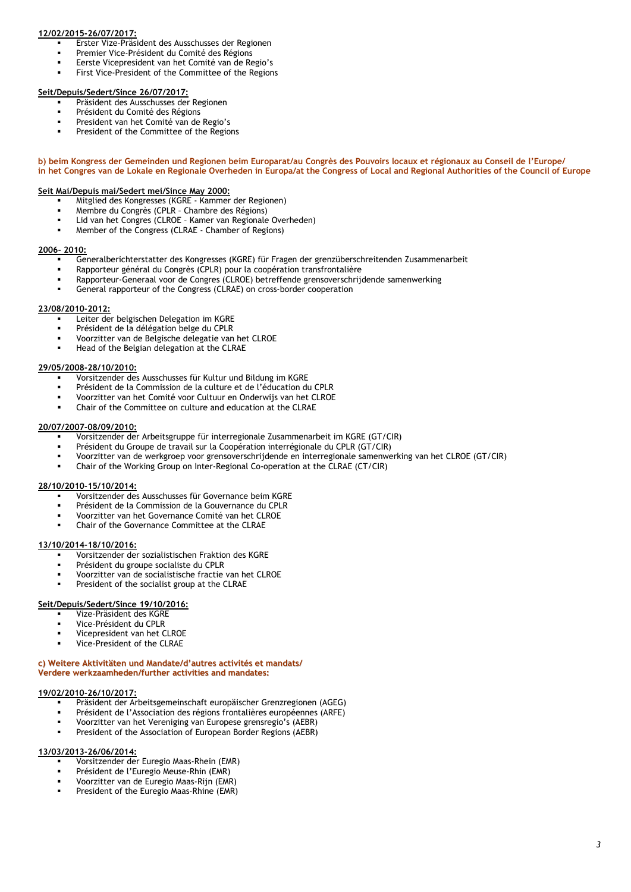**12/02/2015-26/07/2017:**

- Erster Vize-Präsident des Ausschusses der Regionen
- Premier Vice-Président du Comité des Régions
- Eerste Vicepresident van het Comité van de Regio's
- First Vice-President of the Committee of the Regions

**Seit/Depuis/Sedert/Since 26/07/2017:**

- Präsident des Ausschusses der Regionen
- Président du Comité des Régions
- President van het Comité van de Regio's
- President of the Committee of the Regions

**b) beim Kongress der Gemeinden und Regionen beim Europarat/au Congrès des Pouvoirs locaux et régionaux au Conseil de l'Europe/ in het Congres van de Lokale en Regionale Overheden in Europa/at the Congress of Local and Regional Authorities of the Council of Europe**

**Seit Mai/Depuis mai/Sedert mei/Since May 2000:**

- Mitglied des Kongresses (KGRE - Kammer der Regionen)
- Membre du Congrès (CPLR – Chambre des Régions)
- Lid van het Congres (CLROE – Kamer van Regionale Overheden)
- Member of the Congress (CLRAE - Chamber of Regions)

**2006- 2010:**

- Generalberichterstatter des Kongresses (KGRE) für Fragen der grenzüberschreitenden Zusammenarbeit
- Rapporteur général du Congrès (CPLR) pour la coopération transfrontalière
- Rapporteur-Generaal voor de Congres (CLROE) betreffende grensoverschrijdende samenwerking
- General rapporteur of the Congress (CLRAE) on cross-border cooperation

**23/08/2010-2012:**

- Leiter der belgischen Delegation im KGRE
- Président de la délégation belge du CPLR
- Voorzitter van de Belgische delegatie van het CLROE
- Head of the Belgian delegation at the CLRAE

**29/05/2008-28/10/2010:**

- Vorsitzender des Ausschusses für Kultur und Bildung im KGRE
- Président de la Commission de la culture et de l'éducation du CPLR
- Voorzitter van het Comité voor Cultuur en Onderwijs van het CLROE
- Chair of the Committee on culture and education at the CLRAE

**20/07/2007-08/09/2010:**

- Vorsitzender der Arbeitsgruppe für interregionale Zusammenarbeit im KGRE (GT/CIR)
- Président du Groupe de travail sur la Coopération interrégionale du CPLR (GT/CIR)
- Voorzitter van de werkgroep voor grensoverschrijdende en interregionale samenwerking van het CLROE (GT/CIR)
- Chair of the Working Group on Inter-Regional Co-operation at the CLRAE (CT/CIR)

**28/10/2010-15/10/2014:**

- Vorsitzender des Ausschusses für Governance beim KGRE
- Président de la Commission de la Gouvernance du CPLR
- Voorzitter van het Governance Comité van het CLROE
- Chair of the Governance Committee at the CLRAE

**13/10/2014-18/10/2016:**

- Vorsitzender der sozialistischen Fraktion des KGRE
- Président du groupe socialiste du CPLR
- Voorzitter van de socialistische fractie van het CLROE
- President of the socialist group at the CLRAE

**Seit/Depuis/Sedert/Since 19/10/2016:**

- Vize-Präsident des KGRE
- Vice-Président du CPLR
- Vicepresident van het CLROE
- Vice-President of the CLRAE

**c) Weitere Aktivitäten und Mandate/d'autres activités et mandats/ Verdere werkzaamheden/further activities and mandates:**

**19/02/2010-26/10/2017:**

- Präsident der Arbeitsgemeinschaft europäischer Grenzregionen (AGEG)
- Président de l'Association des régions frontalières européennes (ARFE)
- Voorzitter van het Vereniging van Europese grensregio's (AEBR)
- President of the Association of European Border Regions (AEBR)

**13/03/2013-26/06/2014:**

- Vorsitzender der Euregio Maas-Rhein (EMR)
- Président de l'Euregio Meuse-Rhin (EMR)
- Voorzitter van de Euregio Maas-Rijn (EMR)
- President of the Euregio Maas-Rhine (EMR)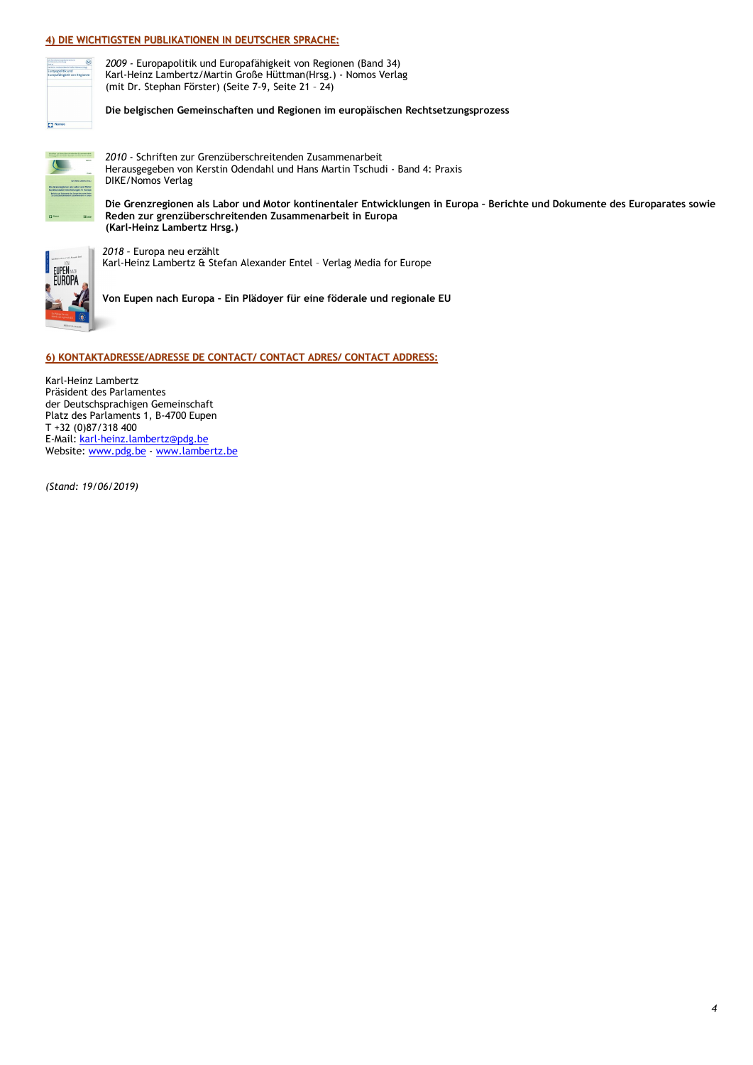## 4) DIE WICHTIGSTEN PUBLIKATIONEN IN DEUTSCHER SPRACHE:

*2009* - Europapolitik und Europafähigkeit von Regionen (Band 34)
Karl-Heinz Lambertz/Martin Große Hüttman(Hrsg.) - Nomos Verlag
(mit Dr. Stephan Förster) (Seite 7-9, Seite 21 – 24)

**Die belgischen Gemeinschaften und Regionen im europäischen Rechtsetzungsprozess**

*2010* - Schriften zur Grenzüberschreitenden Zusammenarbeit
Herausgegeben von Kerstin Odendahl und Hans Martin Tschudi - Band 4: Praxis
DIKE/Nomos Verlag

**Die Grenzregionen als Labor und Motor kontinentaler Entwicklungen in Europa – Berichte und Dokumente des Europarates sowie Reden zur grenzüberschreitenden Zusammenarbeit in Europa**
**(Karl-Heinz Lambertz Hrsg.)**

*2018* – Europa neu erzählt
Karl-Heinz Lambertz & Stefan Alexander Entel – Verlag Media for Europe

**Von Eupen nach Europa – Ein Plädoyer für eine föderale und regionale EU**

## 6) KONTAKTADRESSE/ADRESSE DE CONTACT/ CONTACT ADRES/ CONTACT ADDRESS:

Karl-Heinz Lambertz
Präsident des Parlamentes
der Deutschsprachigen Gemeinschaft
Platz des Parlaments 1, B-4700 Eupen
T +32 (0)87/318 400
E-Mail: karl-heinz.lambertz@pdg.be
Website: www.pdg.be - www.lambertz.be

*(Stand: 19/06/2019)*